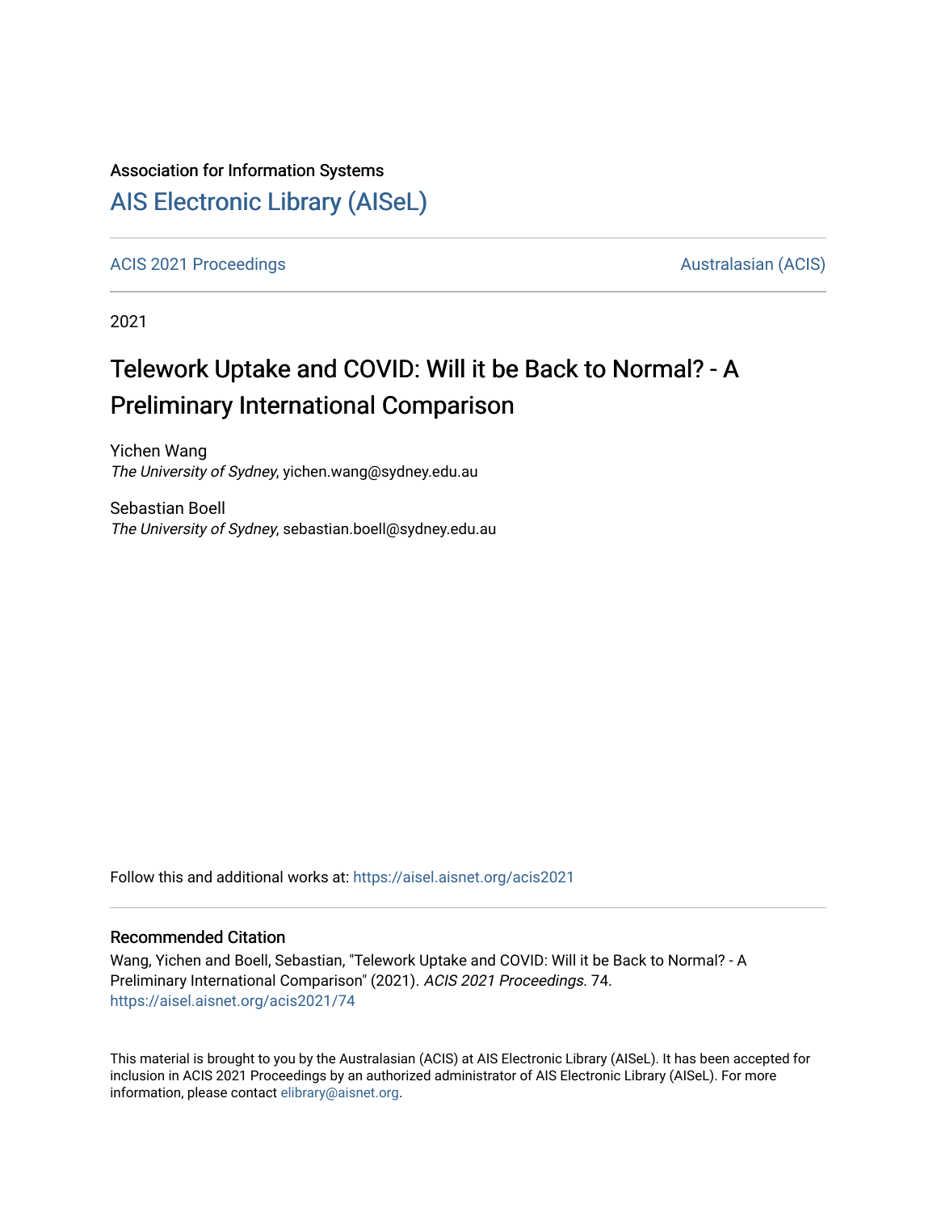Association for Information Systems

[AIS Electronic Library (AISeL)](https://aisel.aisnet.org)

ACIS 2021 Proceedings | Australasian (ACIS)

2021

# Telework Uptake and COVID: Will it be Back to Normal? - A Preliminary International Comparison

Yichen Wang
*The University of Sydney*, yichen.wang@sydney.edu.au

Sebastian Boell
*The University of Sydney*, sebastian.boell@sydney.edu.au

Follow this and additional works at: https://aisel.aisnet.org/acis2021

## Recommended Citation

Wang, Yichen and Boell, Sebastian, "Telework Uptake and COVID: Will it be Back to Normal? - A Preliminary International Comparison" (2021). *ACIS 2021 Proceedings*. 74.
https://aisel.aisnet.org/acis2021/74

This material is brought to you by the Australasian (ACIS) at AIS Electronic Library (AISeL). It has been accepted for inclusion in ACIS 2021 Proceedings by an authorized administrator of AIS Electronic Library (AISeL). For more information, please contact elibrary@aisnet.org.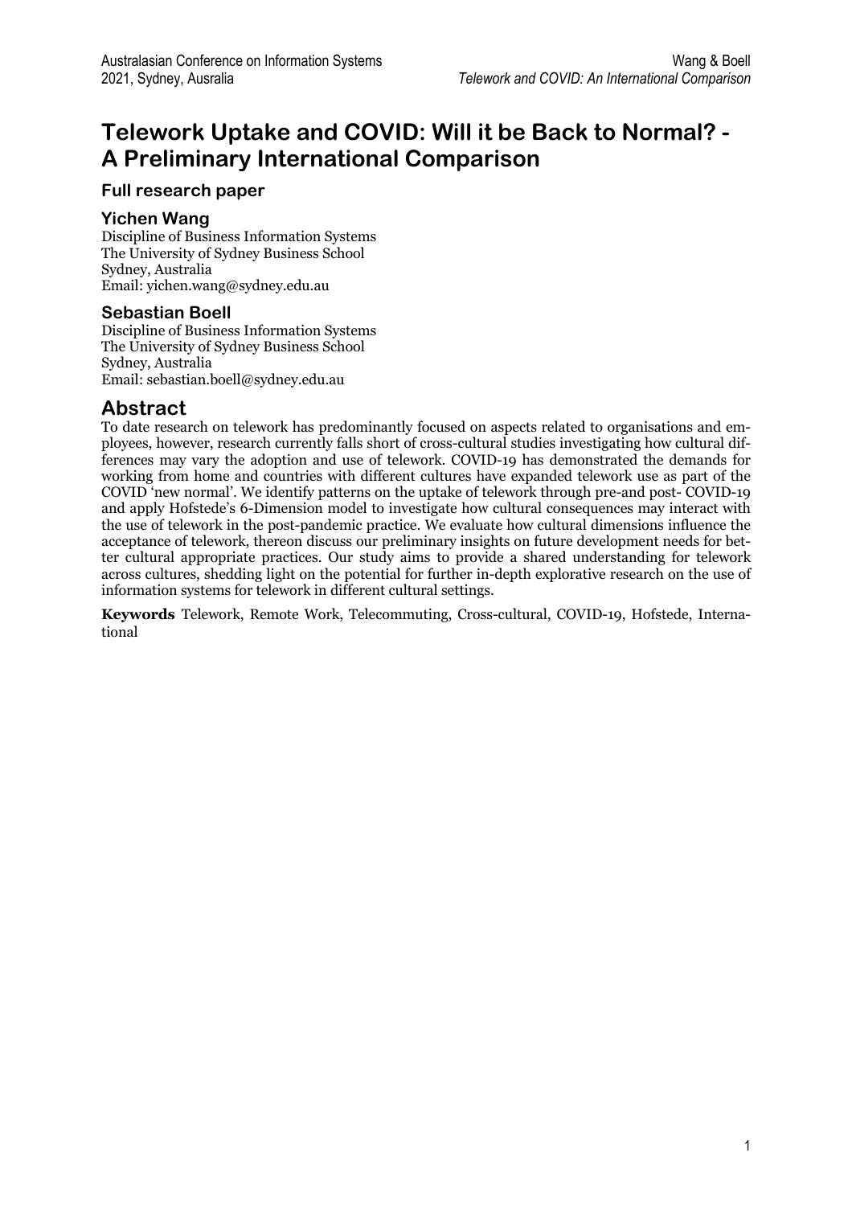# Telework Uptake and COVID: Will it be Back to Normal? - A Preliminary International Comparison

### Full research paper

### Yichen Wang

Discipline of Business Information Systems
The University of Sydney Business School
Sydney, Australia
Email: yichen.wang@sydney.edu.au

### Sebastian Boell

Discipline of Business Information Systems
The University of Sydney Business School
Sydney, Australia
Email: sebastian.boell@sydney.edu.au

## Abstract

To date research on telework has predominantly focused on aspects related to organisations and employees, however, research currently falls short of cross-cultural studies investigating how cultural differences may vary the adoption and use of telework. COVID-19 has demonstrated the demands for working from home and countries with different cultures have expanded telework use as part of the COVID 'new normal'. We identify patterns on the uptake of telework through pre-and post- COVID-19 and apply Hofstede's 6-Dimension model to investigate how cultural consequences may interact with the use of telework in the post-pandemic practice. We evaluate how cultural dimensions influence the acceptance of telework, thereon discuss our preliminary insights on future development needs for better cultural appropriate practices. Our study aims to provide a shared understanding for telework across cultures, shedding light on the potential for further in-depth explorative research on the use of information systems for telework in different cultural settings.

**Keywords** Telework, Remote Work, Telecommuting, Cross-cultural, COVID-19, Hofstede, International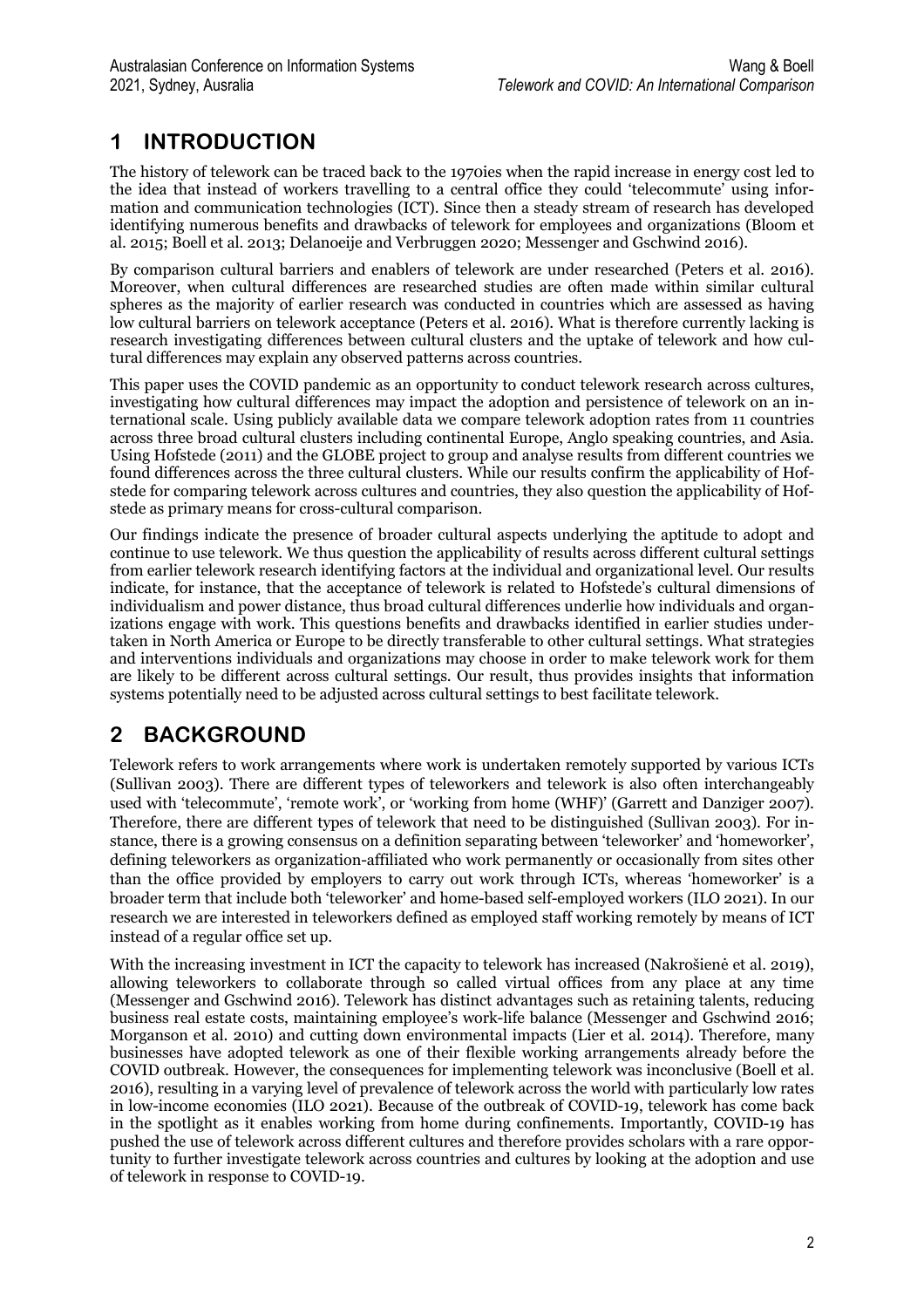# 1 INTRODUCTION

The history of telework can be traced back to the 1970ies when the rapid increase in energy cost led to the idea that instead of workers travelling to a central office they could 'telecommute' using information and communication technologies (ICT). Since then a steady stream of research has developed identifying numerous benefits and drawbacks of telework for employees and organizations (Bloom et al. 2015; Boell et al. 2013; Delanoeije and Verbruggen 2020; Messenger and Gschwind 2016).

By comparison cultural barriers and enablers of telework are under researched (Peters et al. 2016). Moreover, when cultural differences are researched studies are often made within similar cultural spheres as the majority of earlier research was conducted in countries which are assessed as having low cultural barriers on telework acceptance (Peters et al. 2016). What is therefore currently lacking is research investigating differences between cultural clusters and the uptake of telework and how cultural differences may explain any observed patterns across countries.

This paper uses the COVID pandemic as an opportunity to conduct telework research across cultures, investigating how cultural differences may impact the adoption and persistence of telework on an international scale. Using publicly available data we compare telework adoption rates from 11 countries across three broad cultural clusters including continental Europe, Anglo speaking countries, and Asia. Using Hofstede (2011) and the GLOBE project to group and analyse results from different countries we found differences across the three cultural clusters. While our results confirm the applicability of Hofstede for comparing telework across cultures and countries, they also question the applicability of Hofstede as primary means for cross-cultural comparison.

Our findings indicate the presence of broader cultural aspects underlying the aptitude to adopt and continue to use telework. We thus question the applicability of results across different cultural settings from earlier telework research identifying factors at the individual and organizational level. Our results indicate, for instance, that the acceptance of telework is related to Hofstede's cultural dimensions of individualism and power distance, thus broad cultural differences underlie how individuals and organizations engage with work. This questions benefits and drawbacks identified in earlier studies undertaken in North America or Europe to be directly transferable to other cultural settings. What strategies and interventions individuals and organizations may choose in order to make telework work for them are likely to be different across cultural settings. Our result, thus provides insights that information systems potentially need to be adjusted across cultural settings to best facilitate telework.

# 2 BACKGROUND

Telework refers to work arrangements where work is undertaken remotely supported by various ICTs (Sullivan 2003). There are different types of teleworkers and telework is also often interchangeably used with 'telecommute', 'remote work', or 'working from home (WHF)' (Garrett and Danziger 2007). Therefore, there are different types of telework that need to be distinguished (Sullivan 2003). For instance, there is a growing consensus on a definition separating between 'teleworker' and 'homeworker', defining teleworkers as organization-affiliated who work permanently or occasionally from sites other than the office provided by employers to carry out work through ICTs, whereas 'homeworker' is a broader term that include both 'teleworker' and home-based self-employed workers (ILO 2021). In our research we are interested in teleworkers defined as employed staff working remotely by means of ICT instead of a regular office set up.

With the increasing investment in ICT the capacity to telework has increased (Nakrošienė et al. 2019), allowing teleworkers to collaborate through so called virtual offices from any place at any time (Messenger and Gschwind 2016). Telework has distinct advantages such as retaining talents, reducing business real estate costs, maintaining employee's work-life balance (Messenger and Gschwind 2016; Morganson et al. 2010) and cutting down environmental impacts (Lier et al. 2014). Therefore, many businesses have adopted telework as one of their flexible working arrangements already before the COVID outbreak. However, the consequences for implementing telework was inconclusive (Boell et al. 2016), resulting in a varying level of prevalence of telework across the world with particularly low rates in low-income economies (ILO 2021). Because of the outbreak of COVID-19, telework has come back in the spotlight as it enables working from home during confinements. Importantly, COVID-19 has pushed the use of telework across different cultures and therefore provides scholars with a rare opportunity to further investigate telework across countries and cultures by looking at the adoption and use of telework in response to COVID-19.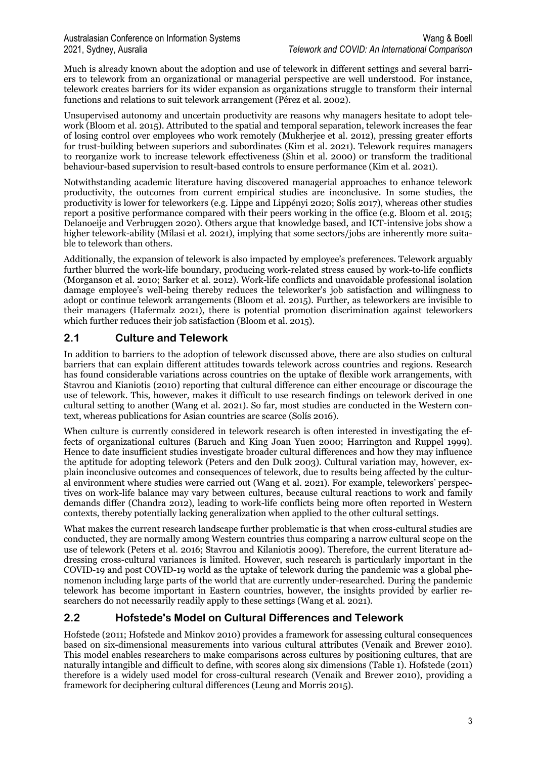Much is already known about the adoption and use of telework in different settings and several barriers to telework from an organizational or managerial perspective are well understood. For instance, telework creates barriers for its wider expansion as organizations struggle to transform their internal functions and relations to suit telework arrangement (Pérez et al. 2002).

Unsupervised autonomy and uncertain productivity are reasons why managers hesitate to adopt telework (Bloom et al. 2015). Attributed to the spatial and temporal separation, telework increases the fear of losing control over employees who work remotely (Mukherjee et al. 2012), pressing greater efforts for trust-building between superiors and subordinates (Kim et al. 2021). Telework requires managers to reorganize work to increase telework effectiveness (Shin et al. 2000) or transform the traditional behaviour-based supervision to result-based controls to ensure performance (Kim et al. 2021).

Notwithstanding academic literature having discovered managerial approaches to enhance telework productivity, the outcomes from current empirical studies are inconclusive. In some studies, the productivity is lower for teleworkers (e.g. Lippe and Lippényi 2020; Solís 2017), whereas other studies report a positive performance compared with their peers working in the office (e.g. Bloom et al. 2015; Delanoeije and Verbruggen 2020). Others argue that knowledge based, and ICT-intensive jobs show a higher telework-ability (Milasi et al. 2021), implying that some sectors/jobs are inherently more suitable to telework than others.

Additionally, the expansion of telework is also impacted by employee's preferences. Telework arguably further blurred the work-life boundary, producing work-related stress caused by work-to-life conflicts (Morganson et al. 2010; Sarker et al. 2012). Work-life conflicts and unavoidable professional isolation damage employee's well-being thereby reduces the teleworker's job satisfaction and willingness to adopt or continue telework arrangements (Bloom et al. 2015). Further, as teleworkers are invisible to their managers (Hafermalz 2021), there is potential promotion discrimination against teleworkers which further reduces their job satisfaction (Bloom et al. 2015).

## 2.1 Culture and Telework

In addition to barriers to the adoption of telework discussed above, there are also studies on cultural barriers that can explain different attitudes towards telework across countries and regions. Research has found considerable variations across countries on the uptake of flexible work arrangements, with Stavrou and Kianiotis (2010) reporting that cultural difference can either encourage or discourage the use of telework. This, however, makes it difficult to use research findings on telework derived in one cultural setting to another (Wang et al. 2021). So far, most studies are conducted in the Western context, whereas publications for Asian countries are scarce (Solís 2016).

When culture is currently considered in telework research is often interested in investigating the effects of organizational cultures (Baruch and King Joan Yuen 2000; Harrington and Ruppel 1999). Hence to date insufficient studies investigate broader cultural differences and how they may influence the aptitude for adopting telework (Peters and den Dulk 2003). Cultural variation may, however, explain inconclusive outcomes and consequences of telework, due to results being affected by the cultural environment where studies were carried out (Wang et al. 2021). For example, teleworkers' perspectives on work-life balance may vary between cultures, because cultural reactions to work and family demands differ (Chandra 2012), leading to work-life conflicts being more often reported in Western contexts, thereby potentially lacking generalization when applied to the other cultural settings.

What makes the current research landscape further problematic is that when cross-cultural studies are conducted, they are normally among Western countries thus comparing a narrow cultural scope on the use of telework (Peters et al. 2016; Stavrou and Kilaniotis 2009). Therefore, the current literature addressing cross-cultural variances is limited. However, such research is particularly important in the COVID-19 and post COVID-19 world as the uptake of telework during the pandemic was a global phenomenon including large parts of the world that are currently under-researched. During the pandemic telework has become important in Eastern countries, however, the insights provided by earlier researchers do not necessarily readily apply to these settings (Wang et al. 2021).

## 2.2 Hofstede's Model on Cultural Differences and Telework

Hofstede (2011; Hofstede and Minkov 2010) provides a framework for assessing cultural consequences based on six-dimensional measurements into various cultural attributes (Venaik and Brewer 2010). This model enables researchers to make comparisons across cultures by positioning cultures, that are naturally intangible and difficult to define, with scores along six dimensions (Table 1). Hofstede (2011) therefore is a widely used model for cross-cultural research (Venaik and Brewer 2010), providing a framework for deciphering cultural differences (Leung and Morris 2015).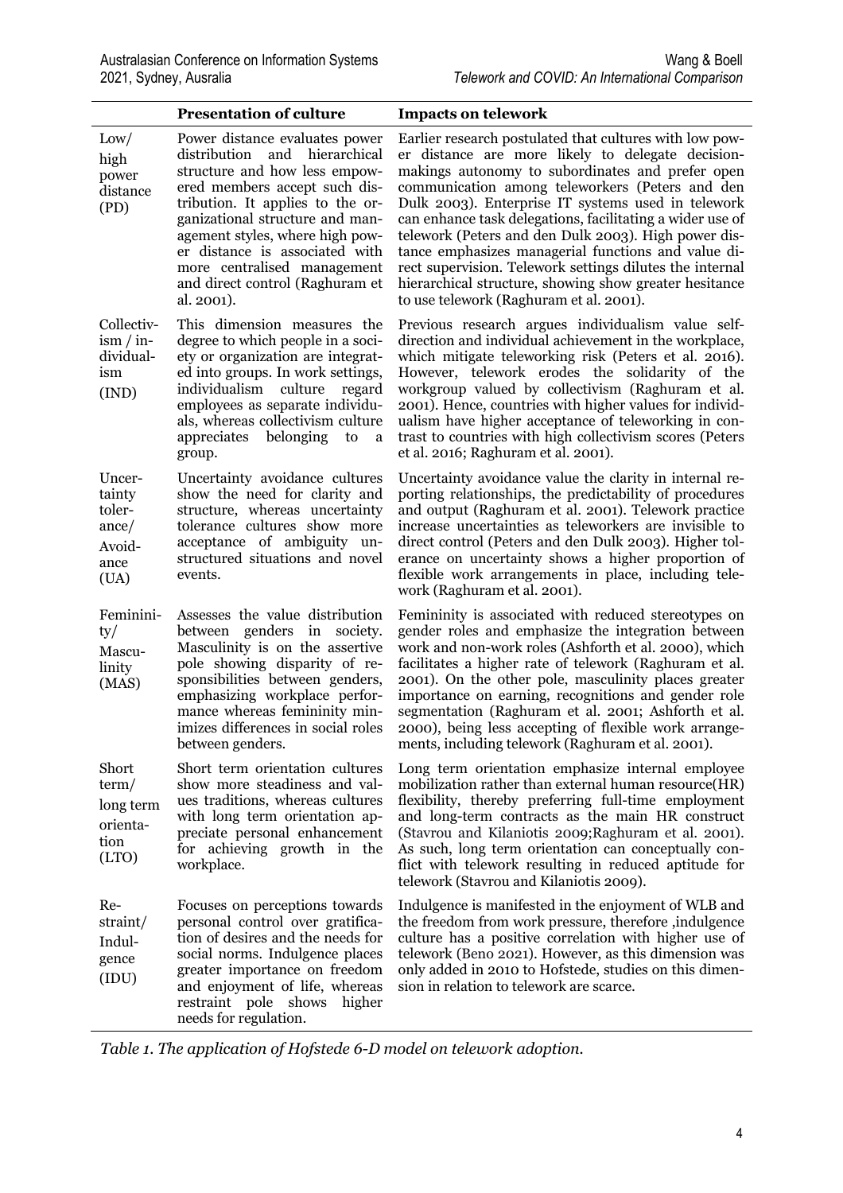| | **Presentation of culture** | **Impacts on telework** |
|---|---|---|
| Low/ high power distance (PD) | Power distance evaluates power distribution and hierarchical structure and how less empowered members accept such distribution. It applies to the organizational structure and management styles, where high power distance is associated with more centralised management and direct control (Raghuram et al. 2001). | Earlier research postulated that cultures with low power distance are more likely to delegate decision-makings autonomy to subordinates and prefer open communication among teleworkers (Peters and den Dulk 2003). Enterprise IT systems used in telework can enhance task delegations, facilitating a wider use of telework (Peters and den Dulk 2003). High power distance emphasizes managerial functions and value direct supervision. Telework settings dilutes the internal hierarchical structure, showing show greater hesitance to use telework (Raghuram et al. 2001). |
| Collectivism / individualism (IND) | This dimension measures the degree to which people in a society or organization are integrated into groups. In work settings, individualism culture regard employees as separate individuals, whereas collectivism culture appreciates belonging to a group. | Previous research argues individualism value self-direction and individual achievement in the workplace, which mitigate teleworking risk (Peters et al. 2016). However, telework erodes the solidarity of the workgroup valued by collectivism (Raghuram et al. 2001). Hence, countries with higher values for individualism have higher acceptance of teleworking in contrast to countries with high collectivism scores (Peters et al. 2016; Raghuram et al. 2001). |
| Uncertainty tolerance/ Avoidance (UA) | Uncertainty avoidance cultures show the need for clarity and structure, whereas uncertainty tolerance cultures show more acceptance of ambiguity unstructured situations and novel events. | Uncertainty avoidance value the clarity in internal reporting relationships, the predictability of procedures and output (Raghuram et al. 2001). Telework practice increase uncertainties as teleworkers are invisible to direct control (Peters and den Dulk 2003). Higher tolerance on uncertainty shows a higher proportion of flexible work arrangements in place, including telework (Raghuram et al. 2001). |
| Femininity/ Masculinity (MAS) | Assesses the value distribution between genders in society. Masculinity is on the assertive pole showing disparity of responsibilities between genders, emphasizing workplace performance whereas femininity minimizes differences in social roles between genders. | Femininity is associated with reduced stereotypes on gender roles and emphasize the integration between work and non-work roles (Ashforth et al. 2000), which facilitates a higher rate of telework (Raghuram et al. 2001). On the other pole, masculinity places greater importance on earning, recognitions and gender role segmentation (Raghuram et al. 2001; Ashforth et al. 2000), being less accepting of flexible work arrangements, including telework (Raghuram et al. 2001). |
| Short term/ long term orientation (LTO) | Short term orientation cultures show more steadiness and values traditions, whereas cultures with long term orientation appreciate personal enhancement for achieving growth in the workplace. | Long term orientation emphasize internal employee mobilization rather than external human resource(HR) flexibility, thereby preferring full-time employment and long-term contracts as the main HR construct (Stavrou and Kilaniotis 2009;Raghuram et al. 2001). As such, long term orientation can conceptually conflict with telework resulting in reduced aptitude for telework (Stavrou and Kilaniotis 2009). |
| Restraint/ Indulgence (IDU) | Focuses on perceptions towards personal control over gratification of desires and the needs for social norms. Indulgence places greater importance on freedom and enjoyment of life, whereas restraint pole shows higher needs for regulation. | Indulgence is manifested in the enjoyment of WLB and the freedom from work pressure, therefore ,indulgence culture has a positive correlation with higher use of telework (Beno 2021). However, as this dimension was only added in 2010 to Hofstede, studies on this dimension in relation to telework are scarce. |

*Table 1. The application of Hofstede 6-D model on telework adoption.*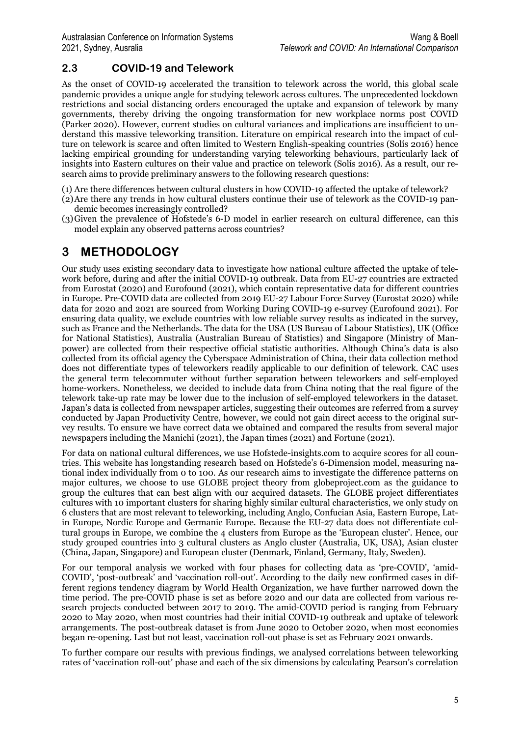### 2.3 COVID-19 and Telework

As the onset of COVID-19 accelerated the transition to telework across the world, this global scale pandemic provides a unique angle for studying telework across cultures. The unprecedented lockdown restrictions and social distancing orders encouraged the uptake and expansion of telework by many governments, thereby driving the ongoing transformation for new workplace norms post COVID (Parker 2020). However, current studies on cultural variances and implications are insufficient to understand this massive teleworking transition. Literature on empirical research into the impact of culture on telework is scarce and often limited to Western English-speaking countries (Solís 2016) hence lacking empirical grounding for understanding varying teleworking behaviours, particularly lack of insights into Eastern cultures on their value and practice on telework (Solís 2016). As a result, our research aims to provide preliminary answers to the following research questions:

(1) Are there differences between cultural clusters in how COVID-19 affected the uptake of telework?
(2) Are there any trends in how cultural clusters continue their use of telework as the COVID-19 pandemic becomes increasingly controlled?
(3) Given the prevalence of Hofstede's 6-D model in earlier research on cultural difference, can this model explain any observed patterns across countries?

## 3 METHODOLOGY

Our study uses existing secondary data to investigate how national culture affected the uptake of telework before, during and after the initial COVID-19 outbreak. Data from EU-27 countries are extracted from Eurostat (2020) and Eurofound (2021), which contain representative data for different countries in Europe. Pre-COVID data are collected from 2019 EU-27 Labour Force Survey (Eurostat 2020) while data for 2020 and 2021 are sourced from Working During COVID-19 e-survey (Eurofound 2021). For ensuring data quality, we exclude countries with low reliable survey results as indicated in the survey, such as France and the Netherlands. The data for the USA (US Bureau of Labour Statistics), UK (Office for National Statistics), Australia (Australian Bureau of Statistics) and Singapore (Ministry of Manpower) are collected from their respective official statistic authorities. Although China's data is also collected from its official agency the Cyberspace Administration of China, their data collection method does not differentiate types of teleworkers readily applicable to our definition of telework. CAC uses the general term telecommuter without further separation between teleworkers and self-employed home-workers. Nonetheless, we decided to include data from China noting that the real figure of the telework take-up rate may be lower due to the inclusion of self-employed teleworkers in the dataset. Japan's data is collected from newspaper articles, suggesting their outcomes are referred from a survey conducted by Japan Productivity Centre, however, we could not gain direct access to the original survey results. To ensure we have correct data we obtained and compared the results from several major newspapers including the Manichi (2021), the Japan times (2021) and Fortune (2021).

For data on national cultural differences, we use Hofstede-insights.com to acquire scores for all countries. This website has longstanding research based on Hofstede's 6-Dimension model, measuring national index individually from 0 to 100. As our research aims to investigate the difference patterns on major cultures, we choose to use GLOBE project theory from globeproject.com as the guidance to group the cultures that can best align with our acquired datasets. The GLOBE project differentiates cultures with 10 important clusters for sharing highly similar cultural characteristics, we only study on 6 clusters that are most relevant to teleworking, including Anglo, Confucian Asia, Eastern Europe, Latin Europe, Nordic Europe and Germanic Europe. Because the EU-27 data does not differentiate cultural groups in Europe, we combine the 4 clusters from Europe as the 'European cluster'. Hence, our study grouped countries into 3 cultural clusters as Anglo cluster (Australia, UK, USA), Asian cluster (China, Japan, Singapore) and European cluster (Denmark, Finland, Germany, Italy, Sweden).

For our temporal analysis we worked with four phases for collecting data as 'pre-COVID', 'amid-COVID', 'post-outbreak' and 'vaccination roll-out'. According to the daily new confirmed cases in different regions tendency diagram by World Health Organization, we have further narrowed down the time period. The pre-COVID phase is set as before 2020 and our data are collected from various research projects conducted between 2017 to 2019. The amid-COVID period is ranging from February 2020 to May 2020, when most countries had their initial COVID-19 outbreak and uptake of telework arrangements. The post-outbreak dataset is from June 2020 to October 2020, when most economies began re-opening. Last but not least, vaccination roll-out phase is set as February 2021 onwards.

To further compare our results with previous findings, we analysed correlations between teleworking rates of 'vaccination roll-out' phase and each of the six dimensions by calculating Pearson's correlation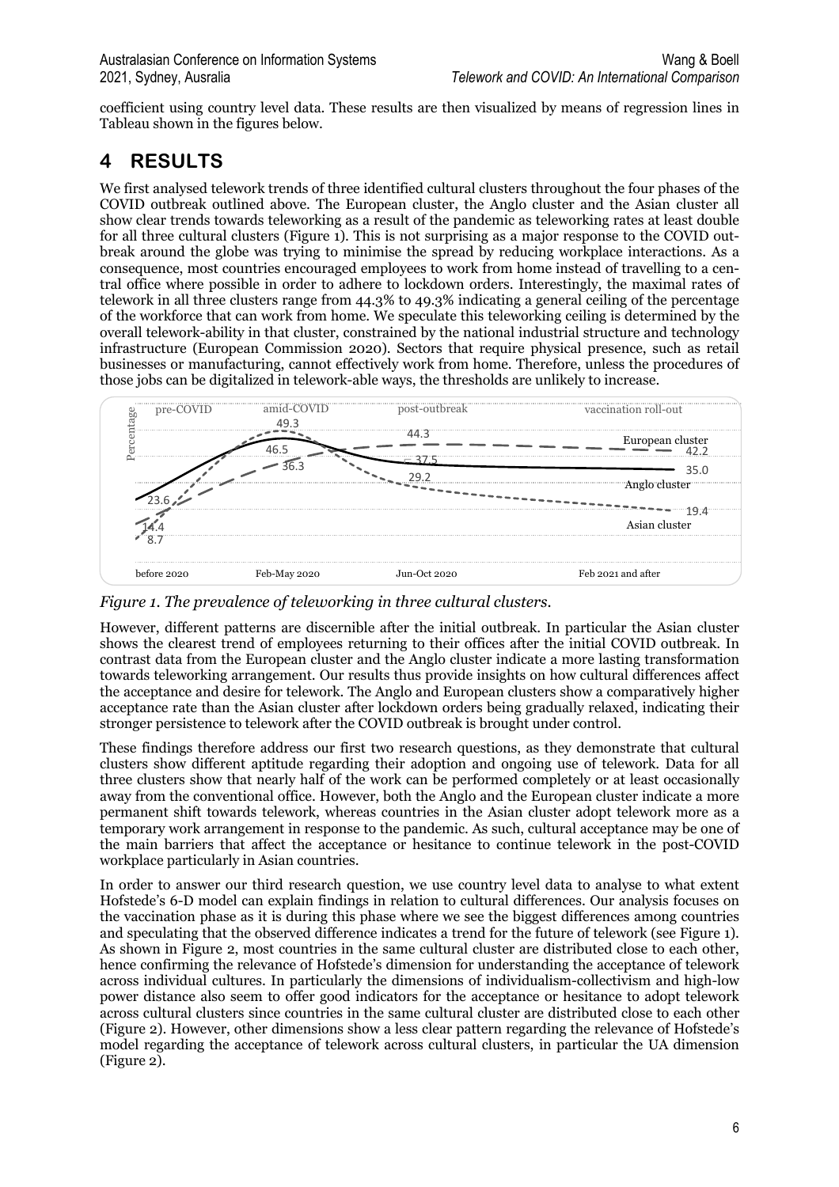coefficient using country level data. These results are then visualized by means of regression lines in Tableau shown in the figures below.

# 4 RESULTS

We first analysed telework trends of three identified cultural clusters throughout the four phases of the COVID outbreak outlined above. The European cluster, the Anglo cluster and the Asian cluster all show clear trends towards teleworking as a result of the pandemic as teleworking rates at least double for all three cultural clusters (Figure 1). This is not surprising as a major response to the COVID outbreak around the globe was trying to minimise the spread by reducing workplace interactions. As a consequence, most countries encouraged employees to work from home instead of travelling to a central office where possible in order to adhere to lockdown orders. Interestingly, the maximal rates of telework in all three clusters range from 44.3% to 49.3% indicating a general ceiling of the percentage of the workforce that can work from home. We speculate this teleworking ceiling is determined by the overall telework-ability in that cluster, constrained by the national industrial structure and technology infrastructure (European Commission 2020). Sectors that require physical presence, such as retail businesses or manufacturing, cannot effectively work from home. Therefore, unless the procedures of those jobs can be digitalized in telework-able ways, the thresholds are unlikely to increase.

*Figure 1. The prevalence of teleworking in three cultural clusters.*

However, different patterns are discernible after the initial outbreak. In particular the Asian cluster shows the clearest trend of employees returning to their offices after the initial COVID outbreak. In contrast data from the European cluster and the Anglo cluster indicate a more lasting transformation towards teleworking arrangement. Our results thus provide insights on how cultural differences affect the acceptance and desire for telework. The Anglo and European clusters show a comparatively higher acceptance rate than the Asian cluster after lockdown orders being gradually relaxed, indicating their stronger persistence to telework after the COVID outbreak is brought under control.

These findings therefore address our first two research questions, as they demonstrate that cultural clusters show different aptitude regarding their adoption and ongoing use of telework. Data for all three clusters show that nearly half of the work can be performed completely or at least occasionally away from the conventional office. However, both the Anglo and the European cluster indicate a more permanent shift towards telework, whereas countries in the Asian cluster adopt telework more as a temporary work arrangement in response to the pandemic. As such, cultural acceptance may be one of the main barriers that affect the acceptance or hesitance to continue telework in the post-COVID workplace particularly in Asian countries.

In order to answer our third research question, we use country level data to analyse to what extent Hofstede's 6-D model can explain findings in relation to cultural differences. Our analysis focuses on the vaccination phase as it is during this phase where we see the biggest differences among countries and speculating that the observed difference indicates a trend for the future of telework (see Figure 1). As shown in Figure 2, most countries in the same cultural cluster are distributed close to each other, hence confirming the relevance of Hofstede's dimension for understanding the acceptance of telework across individual cultures. In particularly the dimensions of individualism-collectivism and high-low power distance also seem to offer good indicators for the acceptance or hesitance to adopt telework across cultural clusters since countries in the same cultural cluster are distributed close to each other (Figure 2). However, other dimensions show a less clear pattern regarding the relevance of Hofstede's model regarding the acceptance of telework across cultural clusters, in particular the UA dimension (Figure 2).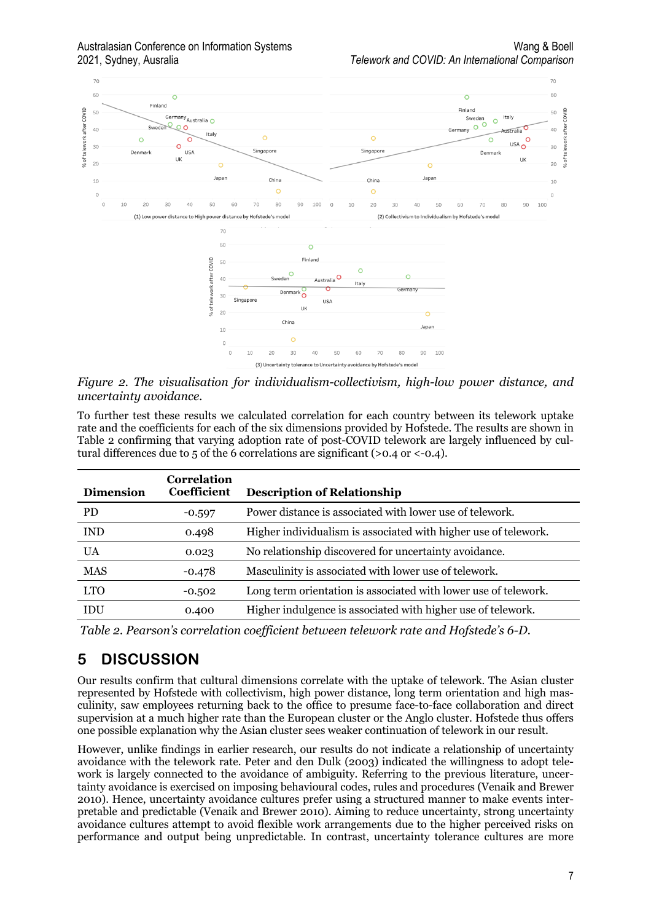*Figure 2. The visualisation for individualism-collectivism, high-low power distance, and uncertainty avoidance.*

To further test these results we calculated correlation for each country between its telework uptake rate and the coefficients for each of the six dimensions provided by Hofstede. The results are shown in Table 2 confirming that varying adoption rate of post-COVID telework are largely influenced by cultural differences due to 5 of the 6 correlations are significant (>0.4 or <-0.4).

| Dimension | Correlation Coefficient | Description of Relationship |
|---|---|---|
| PD | -0.597 | Power distance is associated with lower use of telework. |
| IND | 0.498 | Higher individualism is associated with higher use of telework. |
| UA | 0.023 | No relationship discovered for uncertainty avoidance. |
| MAS | -0.478 | Masculinity is associated with lower use of telework. |
| LTO | -0.502 | Long term orientation is associated with lower use of telework. |
| IDU | 0.400 | Higher indulgence is associated with higher use of telework. |

*Table 2. Pearson's correlation coefficient between telework rate and Hofstede's 6-D.*

# 5 DISCUSSION

Our results confirm that cultural dimensions correlate with the uptake of telework. The Asian cluster represented by Hofstede with collectivism, high power distance, long term orientation and high masculinity, saw employees returning back to the office to presume face-to-face collaboration and direct supervision at a much higher rate than the European cluster or the Anglo cluster. Hofstede thus offers one possible explanation why the Asian cluster sees weaker continuation of telework in our result.

However, unlike findings in earlier research, our results do not indicate a relationship of uncertainty avoidance with the telework rate. Peter and den Dulk (2003) indicated the willingness to adopt telework is largely connected to the avoidance of ambiguity. Referring to the previous literature, uncertainty avoidance is exercised on imposing behavioural codes, rules and procedures (Venaik and Brewer 2010). Hence, uncertainty avoidance cultures prefer using a structured manner to make events interpretable and predictable (Venaik and Brewer 2010). Aiming to reduce uncertainty, strong uncertainty avoidance cultures attempt to avoid flexible work arrangements due to the higher perceived risks on performance and output being unpredictable. In contrast, uncertainty tolerance cultures are more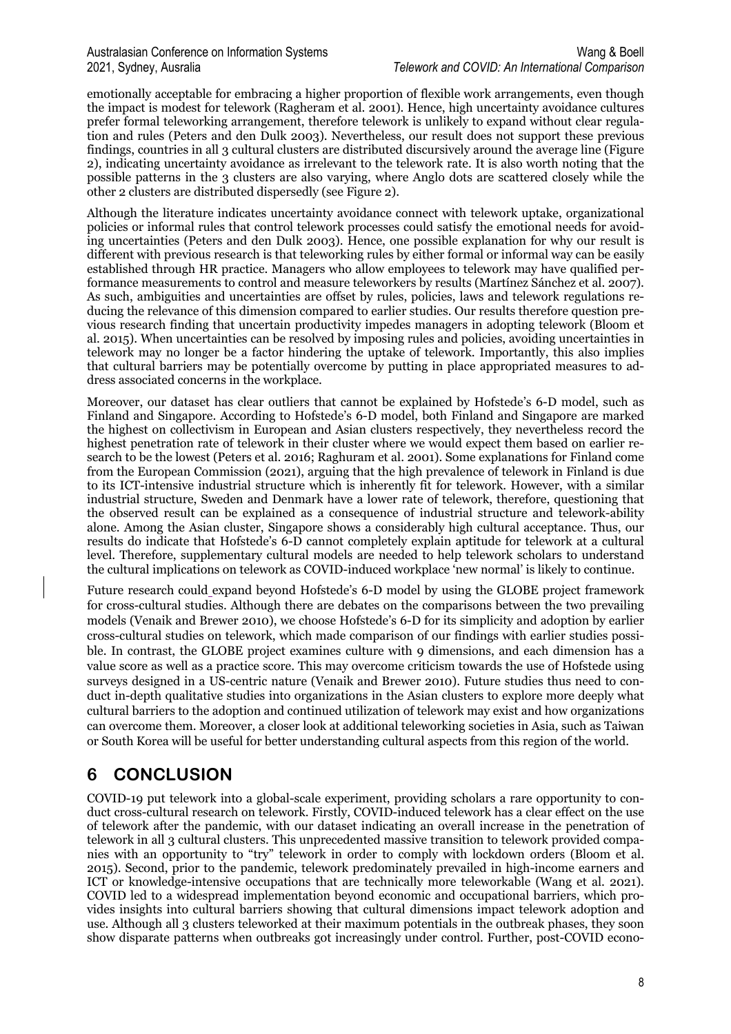emotionally acceptable for embracing a higher proportion of flexible work arrangements, even though the impact is modest for telework (Ragheram et al. 2001). Hence, high uncertainty avoidance cultures prefer formal teleworking arrangement, therefore telework is unlikely to expand without clear regulation and rules (Peters and den Dulk 2003). Nevertheless, our result does not support these previous findings, countries in all 3 cultural clusters are distributed discursively around the average line (Figure 2), indicating uncertainty avoidance as irrelevant to the telework rate. It is also worth noting that the possible patterns in the 3 clusters are also varying, where Anglo dots are scattered closely while the other 2 clusters are distributed dispersedly (see Figure 2).

Although the literature indicates uncertainty avoidance connect with telework uptake, organizational policies or informal rules that control telework processes could satisfy the emotional needs for avoiding uncertainties (Peters and den Dulk 2003). Hence, one possible explanation for why our result is different with previous research is that teleworking rules by either formal or informal way can be easily established through HR practice. Managers who allow employees to telework may have qualified performance measurements to control and measure teleworkers by results (Martínez Sánchez et al. 2007). As such, ambiguities and uncertainties are offset by rules, policies, laws and telework regulations reducing the relevance of this dimension compared to earlier studies. Our results therefore question previous research finding that uncertain productivity impedes managers in adopting telework (Bloom et al. 2015). When uncertainties can be resolved by imposing rules and policies, avoiding uncertainties in telework may no longer be a factor hindering the uptake of telework. Importantly, this also implies that cultural barriers may be potentially overcome by putting in place appropriated measures to address associated concerns in the workplace.

Moreover, our dataset has clear outliers that cannot be explained by Hofstede's 6-D model, such as Finland and Singapore. According to Hofstede's 6-D model, both Finland and Singapore are marked the highest on collectivism in European and Asian clusters respectively, they nevertheless record the highest penetration rate of telework in their cluster where we would expect them based on earlier research to be the lowest (Peters et al. 2016; Raghuram et al. 2001). Some explanations for Finland come from the European Commission (2021), arguing that the high prevalence of telework in Finland is due to its ICT-intensive industrial structure which is inherently fit for telework. However, with a similar industrial structure, Sweden and Denmark have a lower rate of telework, therefore, questioning that the observed result can be explained as a consequence of industrial structure and telework-ability alone. Among the Asian cluster, Singapore shows a considerably high cultural acceptance. Thus, our results do indicate that Hofstede's 6-D cannot completely explain aptitude for telework at a cultural level. Therefore, supplementary cultural models are needed to help telework scholars to understand the cultural implications on telework as COVID-induced workplace 'new normal' is likely to continue.

Future research could expand beyond Hofstede's 6-D model by using the GLOBE project framework for cross-cultural studies. Although there are debates on the comparisons between the two prevailing models (Venaik and Brewer 2010), we choose Hofstede's 6-D for its simplicity and adoption by earlier cross-cultural studies on telework, which made comparison of our findings with earlier studies possible. In contrast, the GLOBE project examines culture with 9 dimensions, and each dimension has a value score as well as a practice score. This may overcome criticism towards the use of Hofstede using surveys designed in a US-centric nature (Venaik and Brewer 2010). Future studies thus need to conduct in-depth qualitative studies into organizations in the Asian clusters to explore more deeply what cultural barriers to the adoption and continued utilization of telework may exist and how organizations can overcome them. Moreover, a closer look at additional teleworking societies in Asia, such as Taiwan or South Korea will be useful for better understanding cultural aspects from this region of the world.

# 6 CONCLUSION

COVID-19 put telework into a global-scale experiment, providing scholars a rare opportunity to conduct cross-cultural research on telework. Firstly, COVID-induced telework has a clear effect on the use of telework after the pandemic, with our dataset indicating an overall increase in the penetration of telework in all 3 cultural clusters. This unprecedented massive transition to telework provided companies with an opportunity to "try" telework in order to comply with lockdown orders (Bloom et al. 2015). Second, prior to the pandemic, telework predominately prevailed in high-income earners and ICT or knowledge-intensive occupations that are technically more teleworkable (Wang et al. 2021). COVID led to a widespread implementation beyond economic and occupational barriers, which provides insights into cultural barriers showing that cultural dimensions impact telework adoption and use. Although all 3 clusters teleworked at their maximum potentials in the outbreak phases, they soon show disparate patterns when outbreaks got increasingly under control. Further, post-COVID econo-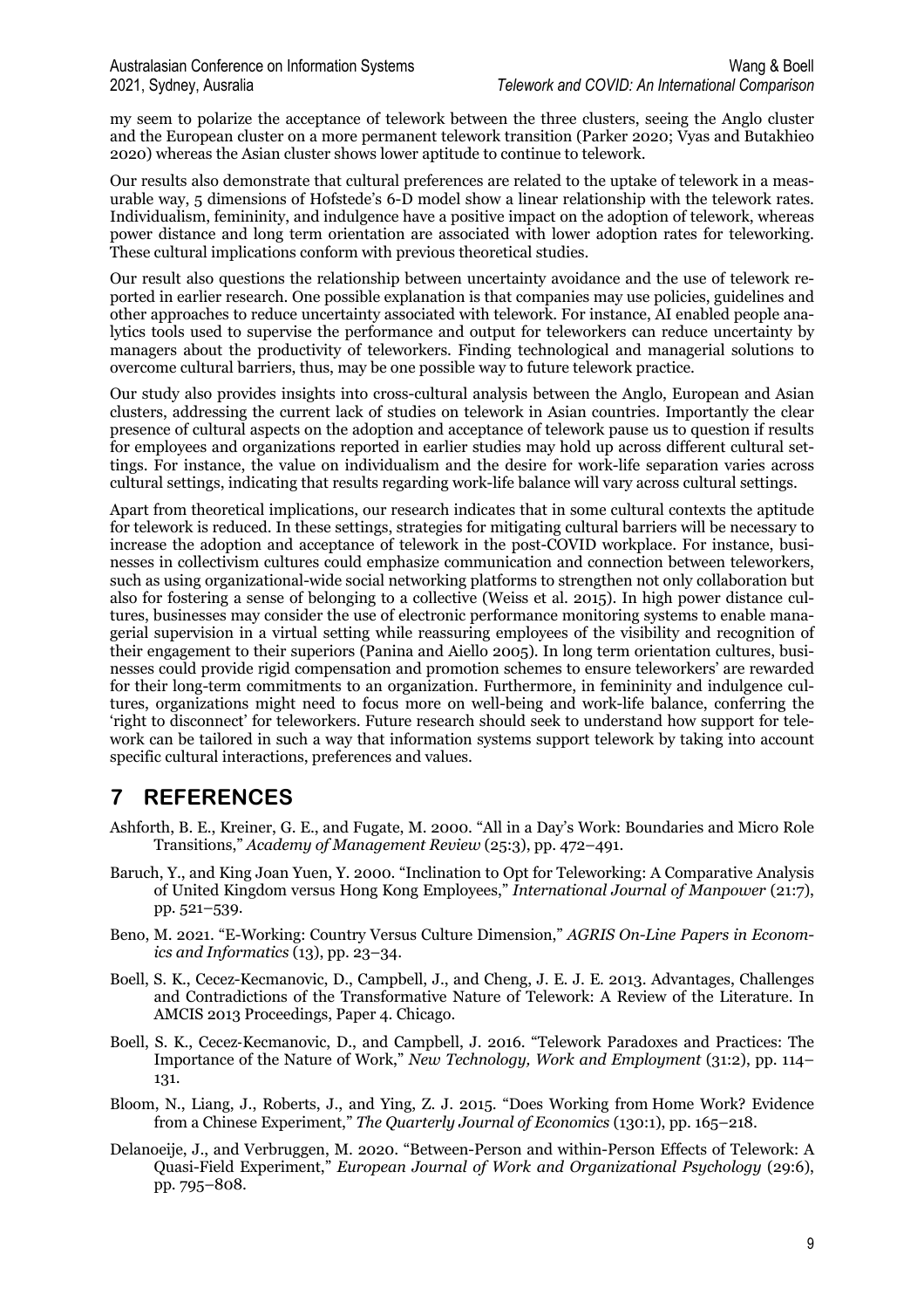my seem to polarize the acceptance of telework between the three clusters, seeing the Anglo cluster and the European cluster on a more permanent telework transition (Parker 2020; Vyas and Butakhieo 2020) whereas the Asian cluster shows lower aptitude to continue to telework.

Our results also demonstrate that cultural preferences are related to the uptake of telework in a measurable way, 5 dimensions of Hofstede's 6-D model show a linear relationship with the telework rates. Individualism, femininity, and indulgence have a positive impact on the adoption of telework, whereas power distance and long term orientation are associated with lower adoption rates for teleworking. These cultural implications conform with previous theoretical studies.

Our result also questions the relationship between uncertainty avoidance and the use of telework reported in earlier research. One possible explanation is that companies may use policies, guidelines and other approaches to reduce uncertainty associated with telework. For instance, AI enabled people analytics tools used to supervise the performance and output for teleworkers can reduce uncertainty by managers about the productivity of teleworkers. Finding technological and managerial solutions to overcome cultural barriers, thus, may be one possible way to future telework practice.

Our study also provides insights into cross-cultural analysis between the Anglo, European and Asian clusters, addressing the current lack of studies on telework in Asian countries. Importantly the clear presence of cultural aspects on the adoption and acceptance of telework pause us to question if results for employees and organizations reported in earlier studies may hold up across different cultural settings. For instance, the value on individualism and the desire for work-life separation varies across cultural settings, indicating that results regarding work-life balance will vary across cultural settings.

Apart from theoretical implications, our research indicates that in some cultural contexts the aptitude for telework is reduced. In these settings, strategies for mitigating cultural barriers will be necessary to increase the adoption and acceptance of telework in the post-COVID workplace. For instance, businesses in collectivism cultures could emphasize communication and connection between teleworkers, such as using organizational-wide social networking platforms to strengthen not only collaboration but also for fostering a sense of belonging to a collective (Weiss et al. 2015). In high power distance cultures, businesses may consider the use of electronic performance monitoring systems to enable managerial supervision in a virtual setting while reassuring employees of the visibility and recognition of their engagement to their superiors (Panina and Aiello 2005). In long term orientation cultures, businesses could provide rigid compensation and promotion schemes to ensure teleworkers' are rewarded for their long-term commitments to an organization. Furthermore, in femininity and indulgence cultures, organizations might need to focus more on well-being and work-life balance, conferring the 'right to disconnect' for teleworkers. Future research should seek to understand how support for telework can be tailored in such a way that information systems support telework by taking into account specific cultural interactions, preferences and values.

# 7 REFERENCES

Ashforth, B. E., Kreiner, G. E., and Fugate, M. 2000. "All in a Day's Work: Boundaries and Micro Role Transitions," *Academy of Management Review* (25:3), pp. 472–491.

Baruch, Y., and King Joan Yuen, Y. 2000. "Inclination to Opt for Teleworking: A Comparative Analysis of United Kingdom versus Hong Kong Employees," *International Journal of Manpower* (21:7), pp. 521–539.

Beno, M. 2021. "E-Working: Country Versus Culture Dimension," *AGRIS On-Line Papers in Economics and Informatics* (13), pp. 23–34.

Boell, S. K., Cecez-Kecmanovic, D., Campbell, J., and Cheng, J. E. J. E. 2013. Advantages, Challenges and Contradictions of the Transformative Nature of Telework: A Review of the Literature. In AMCIS 2013 Proceedings, Paper 4. Chicago.

Boell, S. K., Cecez-Kecmanovic, D., and Campbell, J. 2016. "Telework Paradoxes and Practices: The Importance of the Nature of Work," *New Technology, Work and Employment* (31:2), pp. 114–131.

Bloom, N., Liang, J., Roberts, J., and Ying, Z. J. 2015. "Does Working from Home Work? Evidence from a Chinese Experiment," *The Quarterly Journal of Economics* (130:1), pp. 165–218.

Delanoeije, J., and Verbruggen, M. 2020. "Between-Person and within-Person Effects of Telework: A Quasi-Field Experiment," *European Journal of Work and Organizational Psychology* (29:6), pp. 795–808.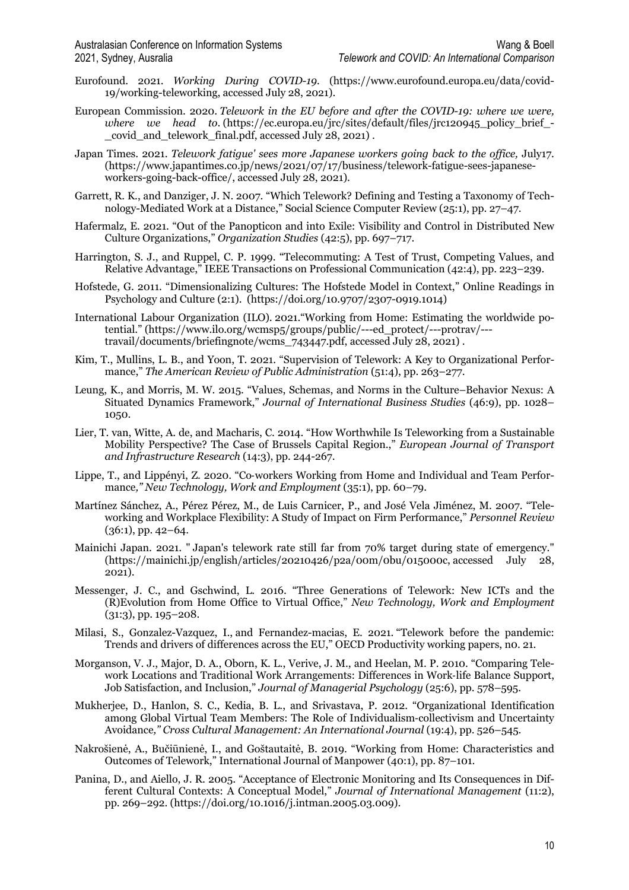Eurofound. 2021. *Working During COVID-19*. (https://www.eurofound.europa.eu/data/covid-19/working-teleworking, accessed July 28, 2021).

European Commission. 2020. *Telework in the EU before and after the COVID-19: where we were, where we head to*. (https://ec.europa.eu/jrc/sites/default/files/jrc120945_policy_brief_-_covid_and_telework_final.pdf, accessed July 28, 2021) .

Japan Times. 2021. *Telework fatigue' sees more Japanese workers going back to the office,* July17. (https://www.japantimes.co.jp/news/2021/07/17/business/telework-fatigue-sees-japanese-workers-going-back-office/, accessed July 28, 2021).

Garrett, R. K., and Danziger, J. N. 2007. "Which Telework? Defining and Testing a Taxonomy of Technology-Mediated Work at a Distance," Social Science Computer Review (25:1), pp. 27–47.

Hafermalz, E. 2021. "Out of the Panopticon and into Exile: Visibility and Control in Distributed New Culture Organizations," *Organization Studies* (42:5), pp. 697–717.

Harrington, S. J., and Ruppel, C. P. 1999. "Telecommuting: A Test of Trust, Competing Values, and Relative Advantage," IEEE Transactions on Professional Communication (42:4), pp. 223–239.

Hofstede, G. 2011. "Dimensionalizing Cultures: The Hofstede Model in Context," Online Readings in Psychology and Culture (2:1). (https://doi.org/10.9707/2307-0919.1014)

International Labour Organization (ILO). 2021."Working from Home: Estimating the worldwide potential." (https://www.ilo.org/wcmsp5/groups/public/---ed_protect/---protrav/---travail/documents/briefingnote/wcms_743447.pdf, accessed July 28, 2021) .

Kim, T., Mullins, L. B., and Yoon, T. 2021. "Supervision of Telework: A Key to Organizational Performance," *The American Review of Public Administration* (51:4), pp. 263–277.

Leung, K., and Morris, M. W. 2015. "Values, Schemas, and Norms in the Culture–Behavior Nexus: A Situated Dynamics Framework," *Journal of International Business Studies* (46:9), pp. 1028–1050.

Lier, T. van, Witte, A. de, and Macharis, C. 2014. "How Worthwhile Is Teleworking from a Sustainable Mobility Perspective? The Case of Brussels Capital Region.," *European Journal of Transport and Infrastructure Research* (14:3), pp. 244-267.

Lippe, T., and Lippényi, Z. 2020. "Co-workers Working from Home and Individual and Team Performance,*" New Technology, Work and Employment* (35:1), pp. 60–79.

Martínez Sánchez, A., Pérez Pérez, M., de Luis Carnicer, P., and José Vela Jiménez, M. 2007. "Teleworking and Workplace Flexibility: A Study of Impact on Firm Performance," *Personnel Review* (36:1), pp. 42–64.

Mainichi Japan. 2021. " Japan's telework rate still far from 70% target during state of emergency." (https://mainichi.jp/english/articles/20210426/p2a/00m/0bu/015000c, accessed July 28, 2021).

Messenger, J. C., and Gschwind, L. 2016. "Three Generations of Telework: New ICTs and the (R)Evolution from Home Office to Virtual Office," *New Technology, Work and Employment* (31:3), pp. 195–208.

Milasi, S., Gonzalez-Vazquez, I., and Fernandez-macias, E. 2021. "Telework before the pandemic: Trends and drivers of differences across the EU," OECD Productivity working papers, no. 21.

Morganson, V. J., Major, D. A., Oborn, K. L., Verive, J. M., and Heelan, M. P. 2010. "Comparing Telework Locations and Traditional Work Arrangements: Differences in Work-life Balance Support, Job Satisfaction, and Inclusion," *Journal of Managerial Psychology* (25:6), pp. 578–595.

Mukherjee, D., Hanlon, S. C., Kedia, B. L., and Srivastava, P. 2012. "Organizational Identification among Global Virtual Team Members: The Role of Individualism-collectivism and Uncertainty Avoidance,*" Cross Cultural Management: An International Journal* (19:4), pp. 526–545.

Nakrošienė, A., Bučiūnienė, I., and Goštautaitė, B. 2019. "Working from Home: Characteristics and Outcomes of Telework," International Journal of Manpower (40:1), pp. 87–101.

Panina, D., and Aiello, J. R. 2005. "Acceptance of Electronic Monitoring and Its Consequences in Different Cultural Contexts: A Conceptual Model," *Journal of International Management* (11:2), pp. 269–292. (https://doi.org/10.1016/j.intman.2005.03.009).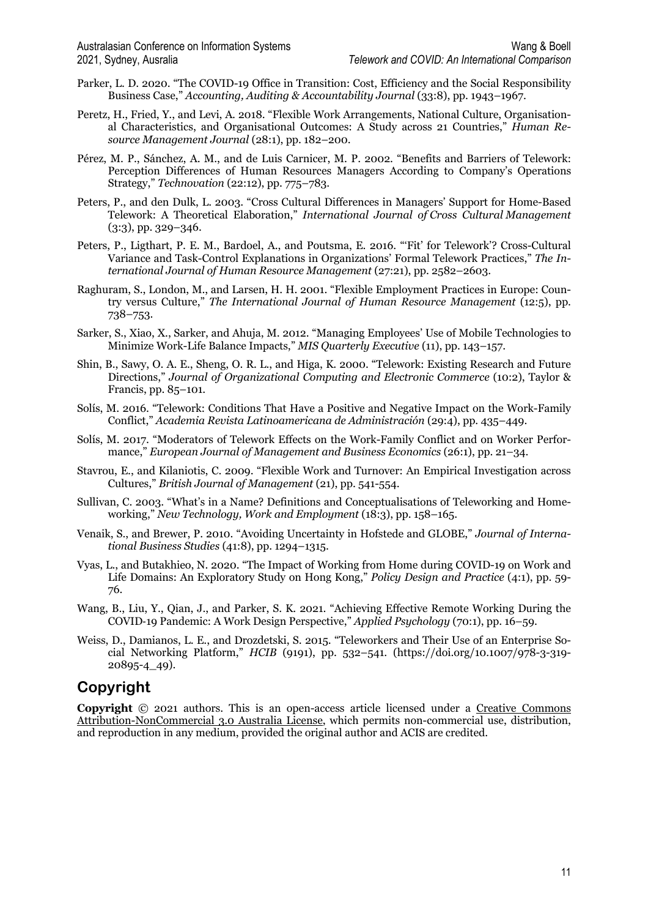Parker, L. D. 2020. "The COVID-19 Office in Transition: Cost, Efficiency and the Social Responsibility Business Case," *Accounting, Auditing & Accountability Journal* (33:8), pp. 1943–1967.

Peretz, H., Fried, Y., and Levi, A. 2018. "Flexible Work Arrangements, National Culture, Organisational Characteristics, and Organisational Outcomes: A Study across 21 Countries," *Human Resource Management Journal* (28:1), pp. 182–200.

Pérez, M. P., Sánchez, A. M., and de Luis Carnicer, M. P. 2002. "Benefits and Barriers of Telework: Perception Differences of Human Resources Managers According to Company's Operations Strategy," *Technovation* (22:12), pp. 775–783.

Peters, P., and den Dulk, L. 2003. "Cross Cultural Differences in Managers' Support for Home-Based Telework: A Theoretical Elaboration," *International Journal of Cross Cultural Management* (3:3), pp. 329–346.

Peters, P., Ligthart, P. E. M., Bardoel, A., and Poutsma, E. 2016. "'Fit' for Telework'? Cross-Cultural Variance and Task-Control Explanations in Organizations' Formal Telework Practices," *The International Journal of Human Resource Management* (27:21), pp. 2582–2603.

Raghuram, S., London, M., and Larsen, H. H. 2001. "Flexible Employment Practices in Europe: Country versus Culture," *The International Journal of Human Resource Management* (12:5), pp. 738–753.

Sarker, S., Xiao, X., Sarker, and Ahuja, M. 2012. "Managing Employees' Use of Mobile Technologies to Minimize Work-Life Balance Impacts," *MIS Quarterly Executive* (11), pp. 143–157.

Shin, B., Sawy, O. A. E., Sheng, O. R. L., and Higa, K. 2000. "Telework: Existing Research and Future Directions," *Journal of Organizational Computing and Electronic Commerce* (10:2), Taylor & Francis, pp. 85–101.

Solís, M. 2016. "Telework: Conditions That Have a Positive and Negative Impact on the Work-Family Conflict," *Academia Revista Latinoamericana de Administración* (29:4), pp. 435–449.

Solís, M. 2017. "Moderators of Telework Effects on the Work-Family Conflict and on Worker Performance," *European Journal of Management and Business Economics* (26:1), pp. 21–34.

Stavrou, E., and Kilaniotis, C. 2009. "Flexible Work and Turnover: An Empirical Investigation across Cultures," *British Journal of Management* (21), pp. 541-554.

Sullivan, C. 2003. "What's in a Name? Definitions and Conceptualisations of Teleworking and Homeworking," *New Technology, Work and Employment* (18:3), pp. 158–165.

Venaik, S., and Brewer, P. 2010. "Avoiding Uncertainty in Hofstede and GLOBE," *Journal of International Business Studies* (41:8), pp. 1294–1315.

Vyas, L., and Butakhieo, N. 2020. "The Impact of Working from Home during COVID-19 on Work and Life Domains: An Exploratory Study on Hong Kong," *Policy Design and Practice* (4:1), pp. 59-76.

Wang, B., Liu, Y., Qian, J., and Parker, S. K. 2021. "Achieving Effective Remote Working During the COVID-19 Pandemic: A Work Design Perspective," *Applied Psychology* (70:1), pp. 16–59.

Weiss, D., Damianos, L. E., and Drozdetski, S. 2015. "Teleworkers and Their Use of an Enterprise Social Networking Platform," *HCIB* (9191), pp. 532–541. (https://doi.org/10.1007/978-3-319-20895-4_49).

## Copyright

**Copyright** © 2021 authors. This is an open-access article licensed under a Creative Commons Attribution-NonCommercial 3.0 Australia License, which permits non-commercial use, distribution, and reproduction in any medium, provided the original author and ACIS are credited.